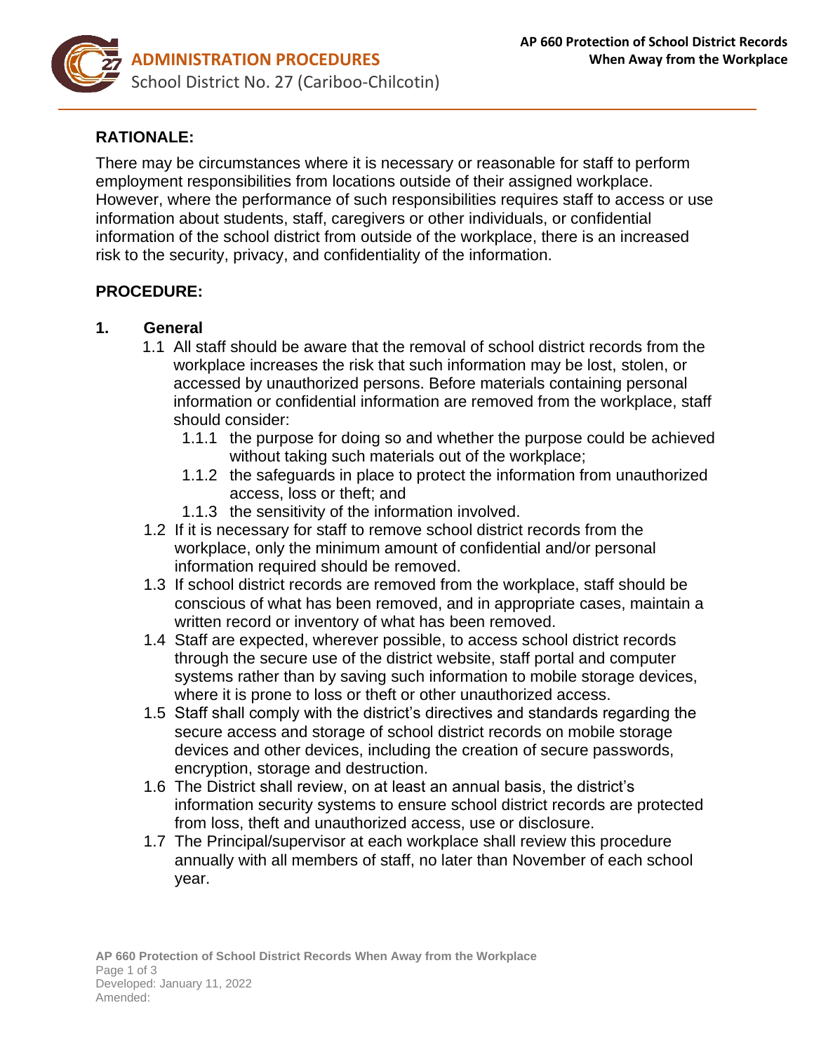## RATIONALE:

There may be circumstances where it is necessary or reasonable for staff to perform employment responsibilities from locations outside of their assigned workplace. However, where the performance of such responsibilities requires staff to access or use information about students, staff, caregivers or other individuals, or confidential information of the school district from outside of the workplace, there is an increased risk to the security, privacy, and confidentiality of the information.

## PROCEDURE:

### 1. General

1.1 All staff should be aware that the removal of school district records from the workplace increases the risk that such information may be lost, stolen, or accessed by unauthorized persons. Before materials containing personal information or confidential information are removed from the workplace, staff should consider:

- 1.1.1 the purpose for doing so and whether the purpose could be achieved without taking such materials out of the workplace;
- 1.1.2 the safeguards in place to protect the information from unauthorized access, loss or theft; and
- 1.1.3 the sensitivity of the information involved.

1.2 If it is necessary for staff to remove school district records from the workplace, only the minimum amount of confidential and/or personal information required should be removed.

1.3 If school district records are removed from the workplace, staff should be conscious of what has been removed, and in appropriate cases, maintain a written record or inventory of what has been removed.

1.4 Staff are expected, wherever possible, to access school district records through the secure use of the district website, staff portal and computer systems rather than by saving such information to mobile storage devices, where it is prone to loss or theft or other unauthorized access.

1.5 Staff shall comply with the district's directives and standards regarding the secure access and storage of school district records on mobile storage devices and other devices, including the creation of secure passwords, encryption, storage and destruction.

1.6 The District shall review, on at least an annual basis, the district's information security systems to ensure school district records are protected from loss, theft and unauthorized access, use or disclosure.

1.7 The Principal/supervisor at each workplace shall review this procedure annually with all members of staff, no later than November of each school year.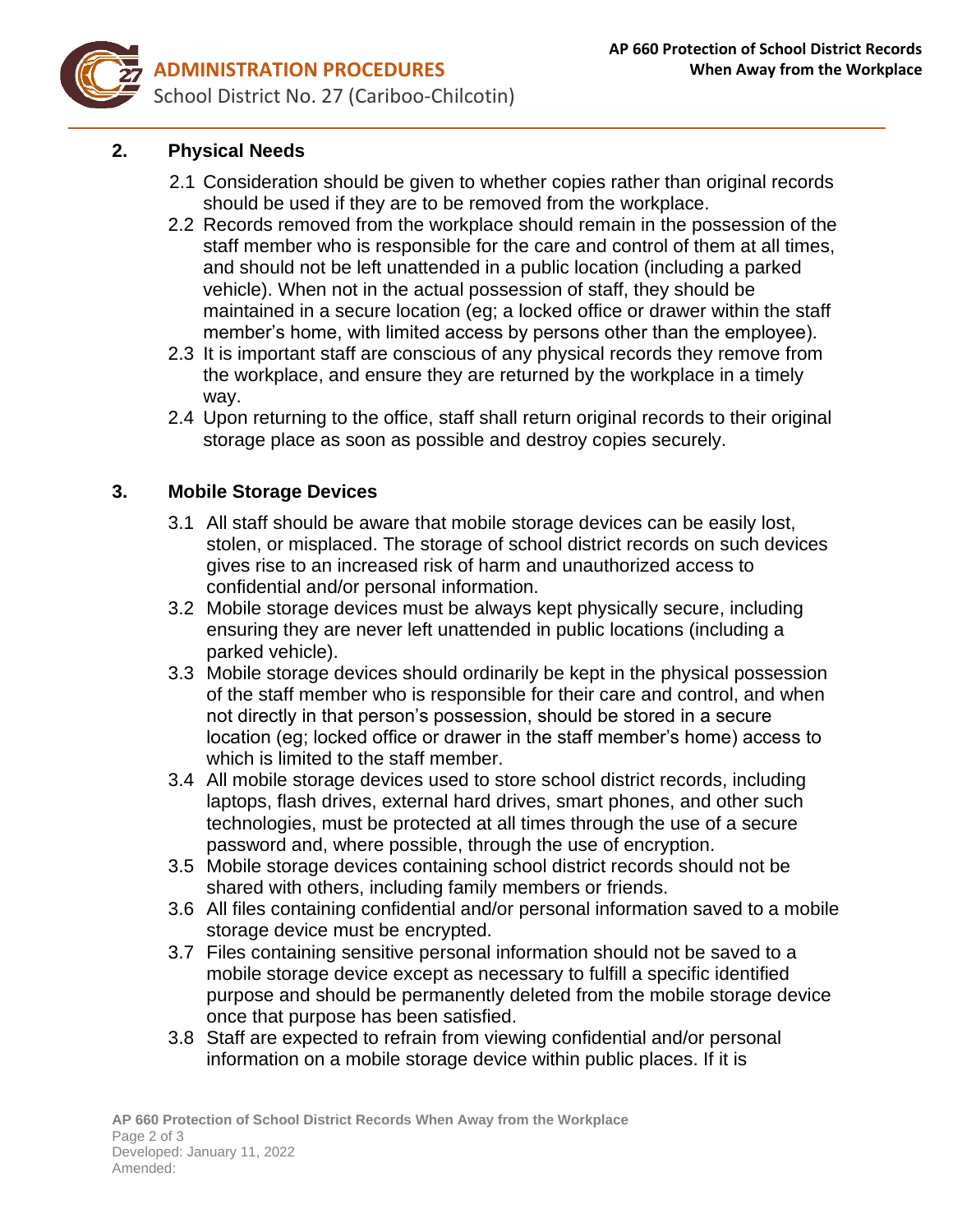## 2. Physical Needs

2.1 Consideration should be given to whether copies rather than original records should be used if they are to be removed from the workplace.

2.2 Records removed from the workplace should remain in the possession of the staff member who is responsible for the care and control of them at all times, and should not be left unattended in a public location (including a parked vehicle). When not in the actual possession of staff, they should be maintained in a secure location (eg; a locked office or drawer within the staff member's home, with limited access by persons other than the employee).

2.3 It is important staff are conscious of any physical records they remove from the workplace, and ensure they are returned by the workplace in a timely way.

2.4 Upon returning to the office, staff shall return original records to their original storage place as soon as possible and destroy copies securely.

## 3. Mobile Storage Devices

3.1 All staff should be aware that mobile storage devices can be easily lost, stolen, or misplaced. The storage of school district records on such devices gives rise to an increased risk of harm and unauthorized access to confidential and/or personal information.

3.2 Mobile storage devices must be always kept physically secure, including ensuring they are never left unattended in public locations (including a parked vehicle).

3.3 Mobile storage devices should ordinarily be kept in the physical possession of the staff member who is responsible for their care and control, and when not directly in that person's possession, should be stored in a secure location (eg; locked office or drawer in the staff member's home) access to which is limited to the staff member.

3.4 All mobile storage devices used to store school district records, including laptops, flash drives, external hard drives, smart phones, and other such technologies, must be protected at all times through the use of a secure password and, where possible, through the use of encryption.

3.5 Mobile storage devices containing school district records should not be shared with others, including family members or friends.

3.6 All files containing confidential and/or personal information saved to a mobile storage device must be encrypted.

3.7 Files containing sensitive personal information should not be saved to a mobile storage device except as necessary to fulfill a specific identified purpose and should be permanently deleted from the mobile storage device once that purpose has been satisfied.

3.8 Staff are expected to refrain from viewing confidential and/or personal information on a mobile storage device within public places. If it is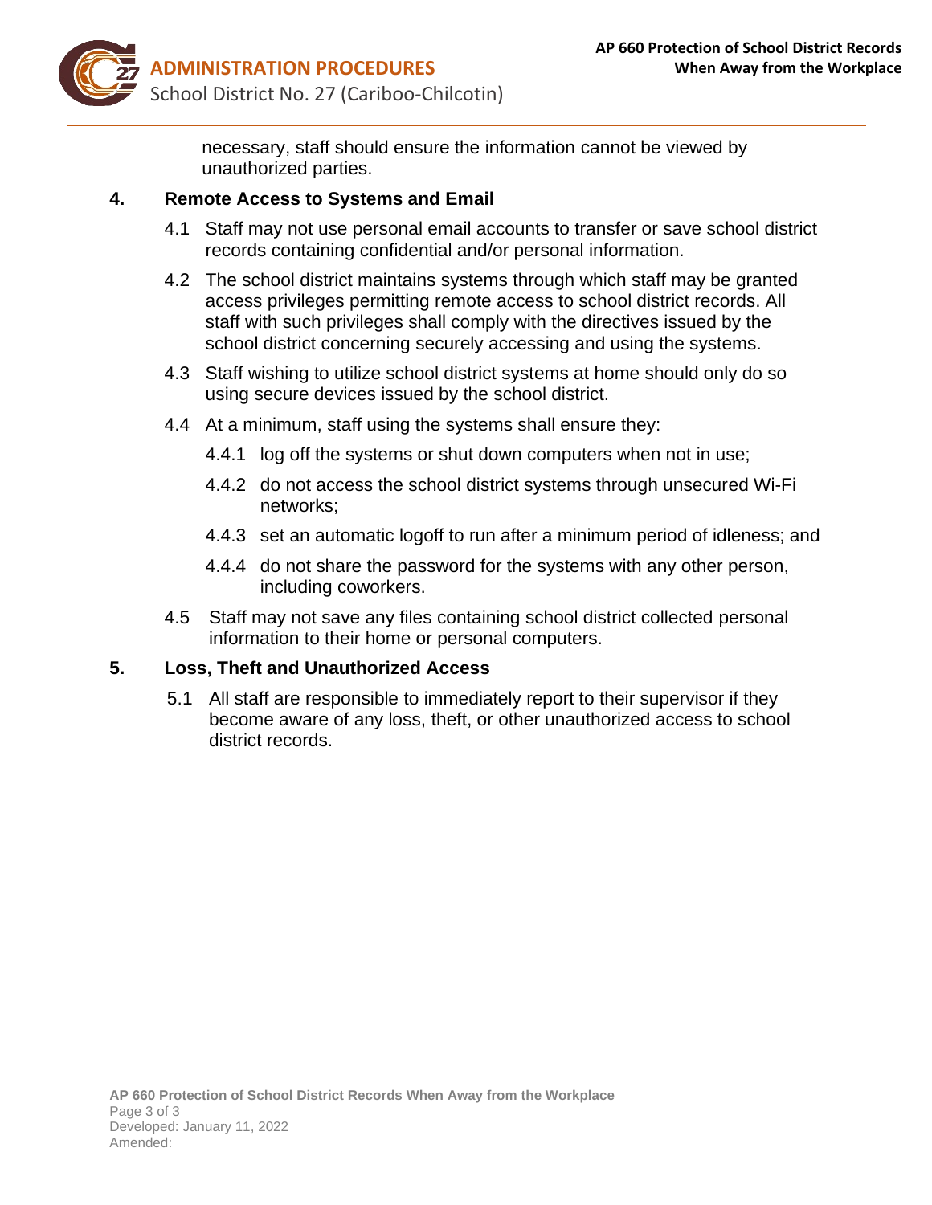necessary, staff should ensure the information cannot be viewed by unauthorized parties.

## 4. Remote Access to Systems and Email

4.1 Staff may not use personal email accounts to transfer or save school district records containing confidential and/or personal information.

4.2 The school district maintains systems through which staff may be granted access privileges permitting remote access to school district records. All staff with such privileges shall comply with the directives issued by the school district concerning securely accessing and using the systems.

4.3 Staff wishing to utilize school district systems at home should only do so using secure devices issued by the school district.

4.4 At a minimum, staff using the systems shall ensure they:

4.4.1 log off the systems or shut down computers when not in use;

4.4.2 do not access the school district systems through unsecured Wi-Fi networks;

4.4.3 set an automatic logoff to run after a minimum period of idleness; and

4.4.4 do not share the password for the systems with any other person, including coworkers.

4.5 Staff may not save any files containing school district collected personal information to their home or personal computers.

## 5. Loss, Theft and Unauthorized Access

5.1 All staff are responsible to immediately report to their supervisor if they become aware of any loss, theft, or other unauthorized access to school district records.

Developed: January 11, 2022
Amended: